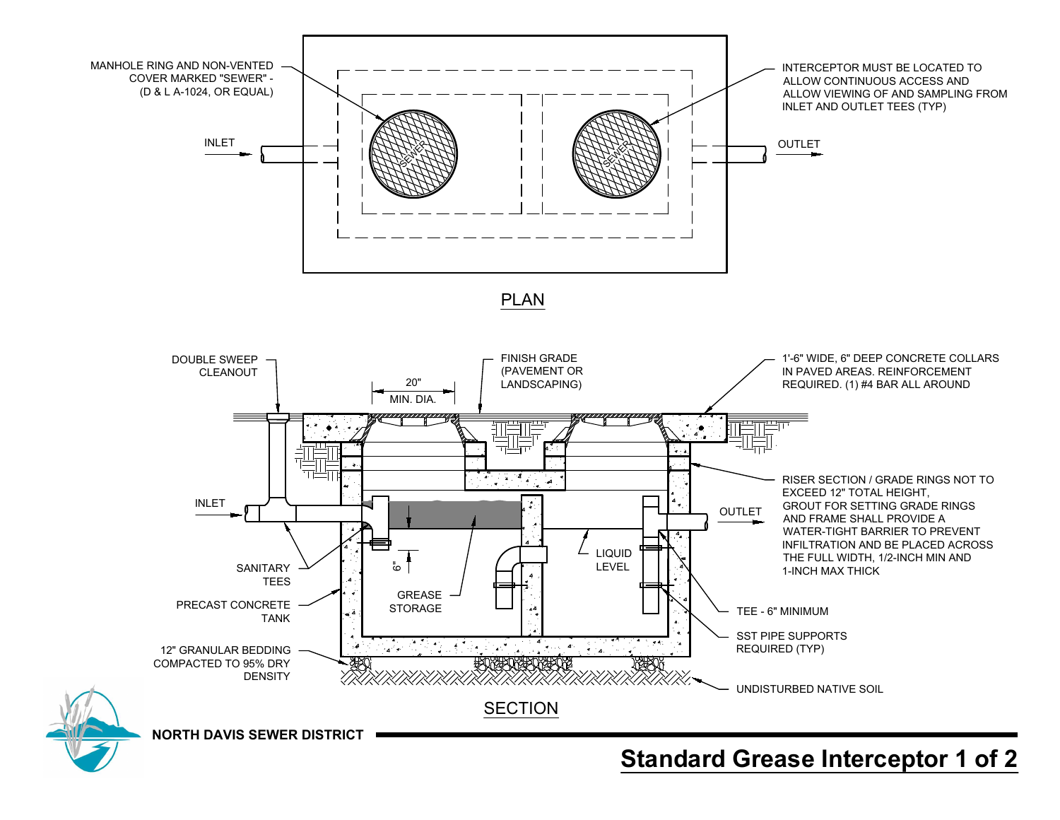# Standard Grease Interceptor 1 of 2

NORTH DAVIS SEWER DISTRICT

## PLAN

MANHOLE RING AND NON-VENTED COVER MARKED "SEWER" - (D & L A-1024, OR EQUAL)

INTERCEPTOR MUST BE LOCATED TO ALLOW CONTINUOUS ACCESS AND ALLOW VIEWING OF AND SAMPLING FROM INLET AND OUTLET TEES (TYP)

INLET

OUTLET

SEWER

SEWER

## SECTION

DOUBLE SWEEP CLEANOUT

20" MIN. DIA.

FINISH GRADE (PAVEMENT OR LANDSCAPING)

1'-6" WIDE, 6" DEEP CONCRETE COLLARS IN PAVED AREAS. REINFORCEMENT REQUIRED. (1) #4 BAR ALL AROUND

RISER SECTION / GRADE RINGS NOT TO EXCEED 12" TOTAL HEIGHT, GROUT FOR SETTING GRADE RINGS AND FRAME SHALL PROVIDE A WATER-TIGHT BARRIER TO PREVENT INFILTRATION AND BE PLACED ACROSS THE FULL WIDTH, 1/2-INCH MIN AND 1-INCH MAX THICK

INLET

OUTLET

LIQUID LEVEL

6"

GREASE STORAGE

SANITARY TEES

PRECAST CONCRETE TANK

12" GRANULAR BEDDING COMPACTED TO 95% DRY DENSITY

TEE - 6" MINIMUM

SST PIPE SUPPORTS REQUIRED (TYP)

UNDISTURBED NATIVE SOIL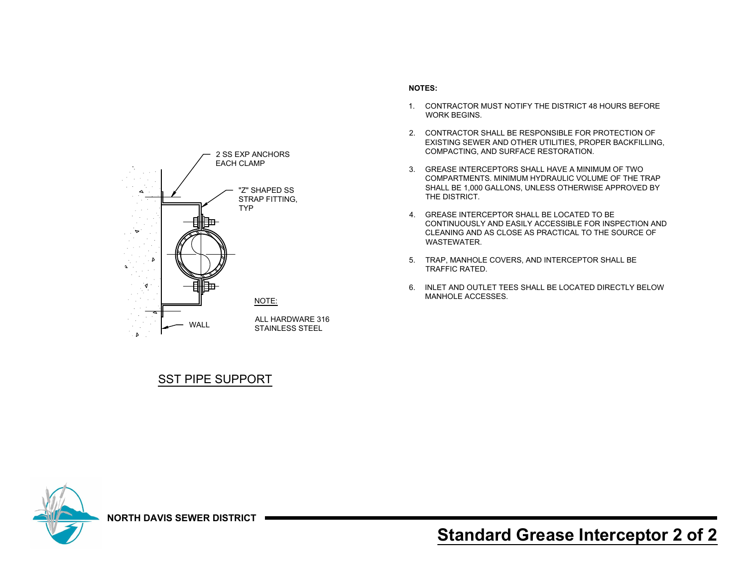2 SS EXP ANCHORS
EACH CLAMP

"Z" SHAPED SS
STRAP FITTING,
TYP

WALL

NOTE:

ALL HARDWARE 316
STAINLESS STEEL

SST PIPE SUPPORT

**NOTES:**

1. CONTRACTOR MUST NOTIFY THE DISTRICT 48 HOURS BEFORE WORK BEGINS.
2. CONTRACTOR SHALL BE RESPONSIBLE FOR PROTECTION OF EXISTING SEWER AND OTHER UTILITIES, PROPER BACKFILLING, COMPACTING, AND SURFACE RESTORATION.
3. GREASE INTERCEPTORS SHALL HAVE A MINIMUM OF TWO COMPARTMENTS. MINIMUM HYDRAULIC VOLUME OF THE TRAP SHALL BE 1,000 GALLONS, UNLESS OTHERWISE APPROVED BY THE DISTRICT.
4. GREASE INTERCEPTOR SHALL BE LOCATED TO BE CONTINUOUSLY AND EASILY ACCESSIBLE FOR INSPECTION AND CLEANING AND AS CLOSE AS PRACTICAL TO THE SOURCE OF WASTEWATER.
5. TRAP, MANHOLE COVERS, AND INTERCEPTOR SHALL BE TRAFFIC RATED.
6. INLET AND OUTLET TEES SHALL BE LOCATED DIRECTLY BELOW MANHOLE ACCESSES.

**NORTH DAVIS SEWER DISTRICT**

# Standard Grease Interceptor 2 of 2